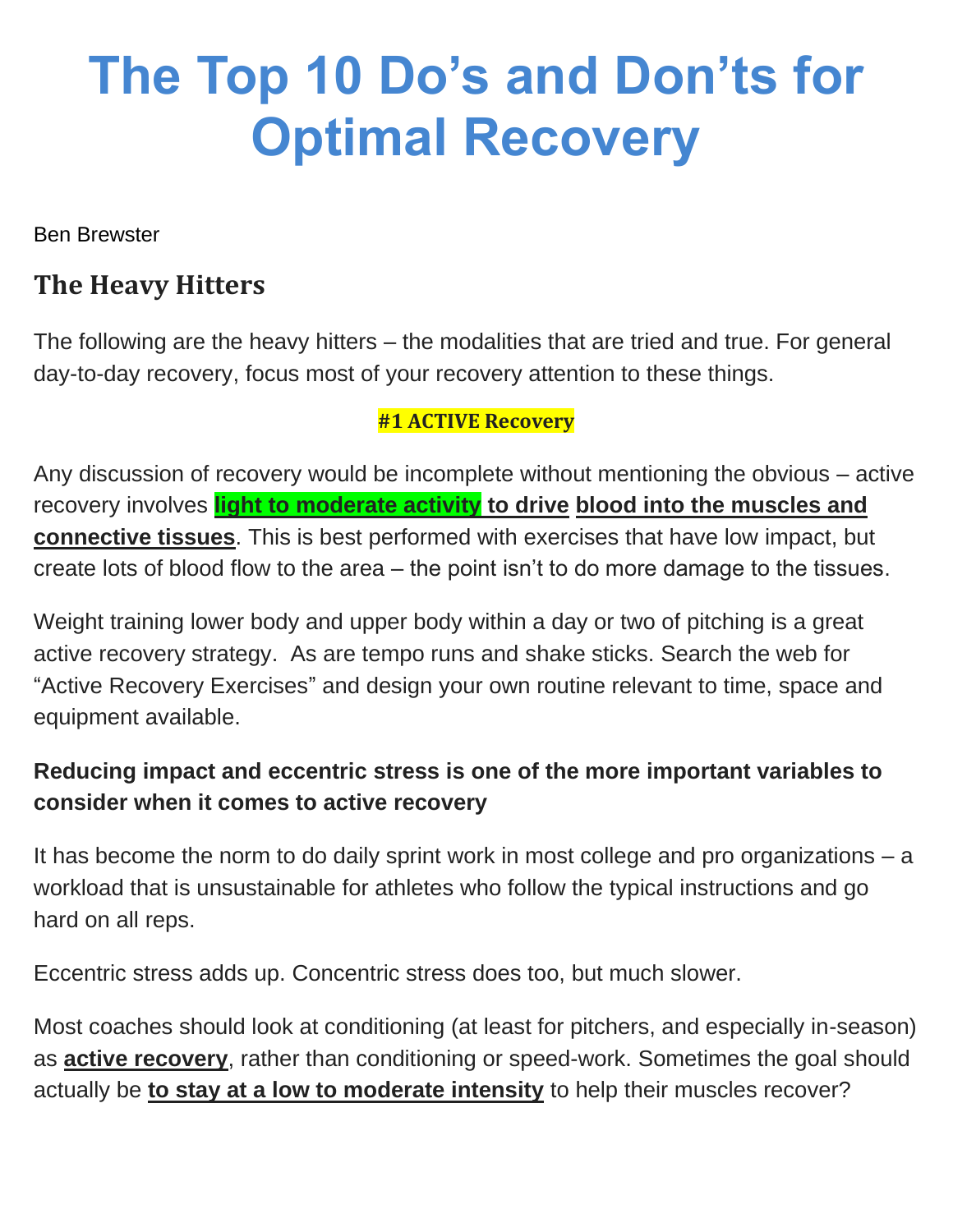# The Top 10 Do's and Don'ts for Optimal Recovery

Ben Brewster

## The Heavy Hitters

The following are the heavy hitters – the modalities that are tried and true. For general day-to-day recovery, focus most of your recovery attention to these things.

### #1 ACTIVE Recovery

Any discussion of recovery would be incomplete without mentioning the obvious – active recovery involves **light to moderate activity to drive blood into the muscles and connective tissues**. This is best performed with exercises that have low impact, but create lots of blood flow to the area – the point isn't to do more damage to the tissues.

Weight training lower body and upper body within a day or two of pitching is a great active recovery strategy. As are tempo runs and shake sticks. Search the web for "Active Recovery Exercises" and design your own routine relevant to time, space and equipment available.

**Reducing impact and eccentric stress is one of the more important variables to consider when it comes to active recovery**

It has become the norm to do daily sprint work in most college and pro organizations – a workload that is unsustainable for athletes who follow the typical instructions and go hard on all reps.

Eccentric stress adds up. Concentric stress does too, but much slower.

Most coaches should look at conditioning (at least for pitchers, and especially in-season) as **active recovery**, rather than conditioning or speed-work. Sometimes the goal should actually be **to stay at a low to moderate intensity** to help their muscles recover?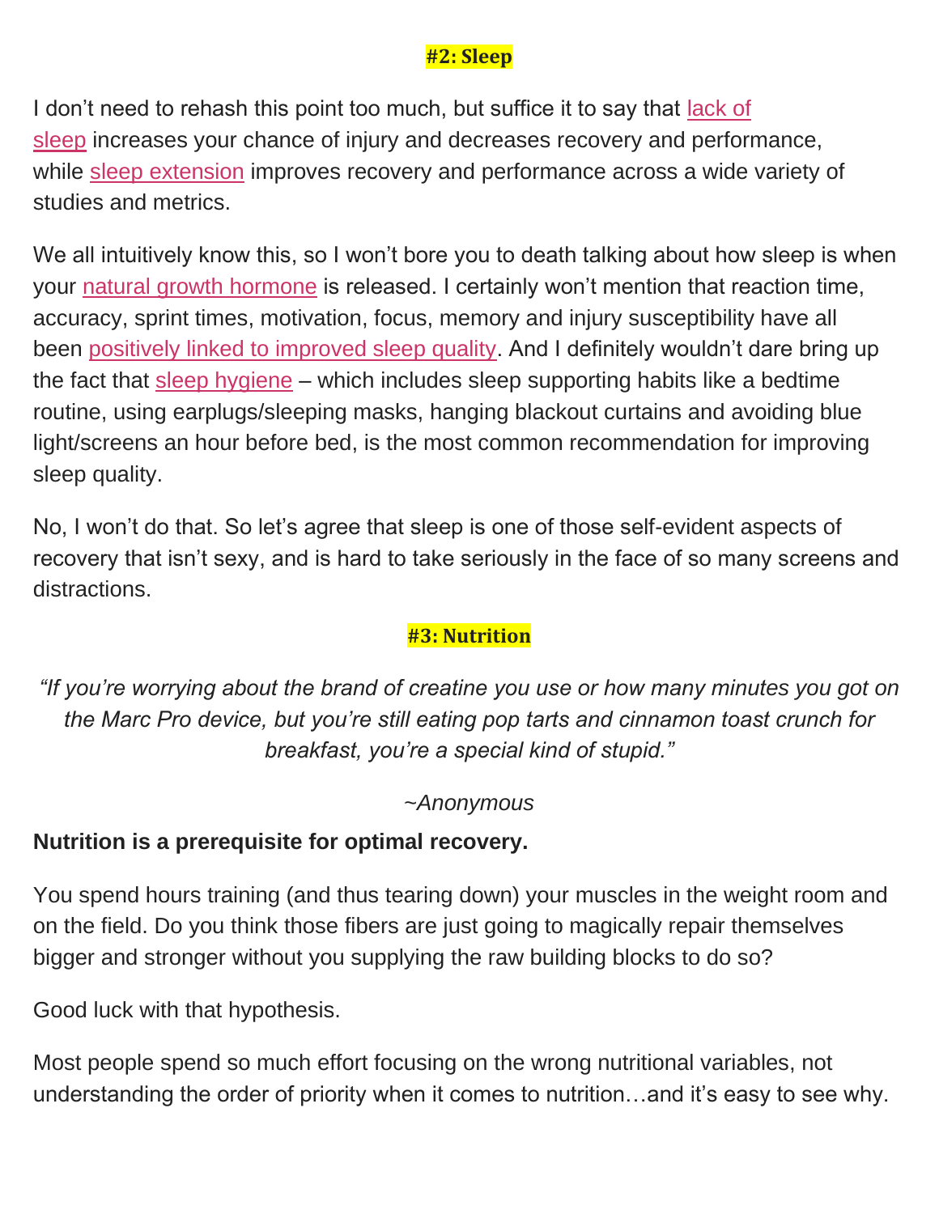## #2: Sleep

I don't need to rehash this point too much, but suffice it to say that lack of sleep increases your chance of injury and decreases recovery and performance, while sleep extension improves recovery and performance across a wide variety of studies and metrics.

We all intuitively know this, so I won't bore you to death talking about how sleep is when your natural growth hormone is released. I certainly won't mention that reaction time, accuracy, sprint times, motivation, focus, memory and injury susceptibility have all been positively linked to improved sleep quality. And I definitely wouldn't dare bring up the fact that sleep hygiene – which includes sleep supporting habits like a bedtime routine, using earplugs/sleeping masks, hanging blackout curtains and avoiding blue light/screens an hour before bed, is the most common recommendation for improving sleep quality.

No, I won't do that. So let's agree that sleep is one of those self-evident aspects of recovery that isn't sexy, and is hard to take seriously in the face of so many screens and distractions.

## #3: Nutrition

*"If you're worrying about the brand of creatine you use or how many minutes you got on the Marc Pro device, but you're still eating pop tarts and cinnamon toast crunch for breakfast, you're a special kind of stupid."*

*~Anonymous*

**Nutrition is a prerequisite for optimal recovery.**

You spend hours training (and thus tearing down) your muscles in the weight room and on the field. Do you think those fibers are just going to magically repair themselves bigger and stronger without you supplying the raw building blocks to do so?

Good luck with that hypothesis.

Most people spend so much effort focusing on the wrong nutritional variables, not understanding the order of priority when it comes to nutrition…and it's easy to see why.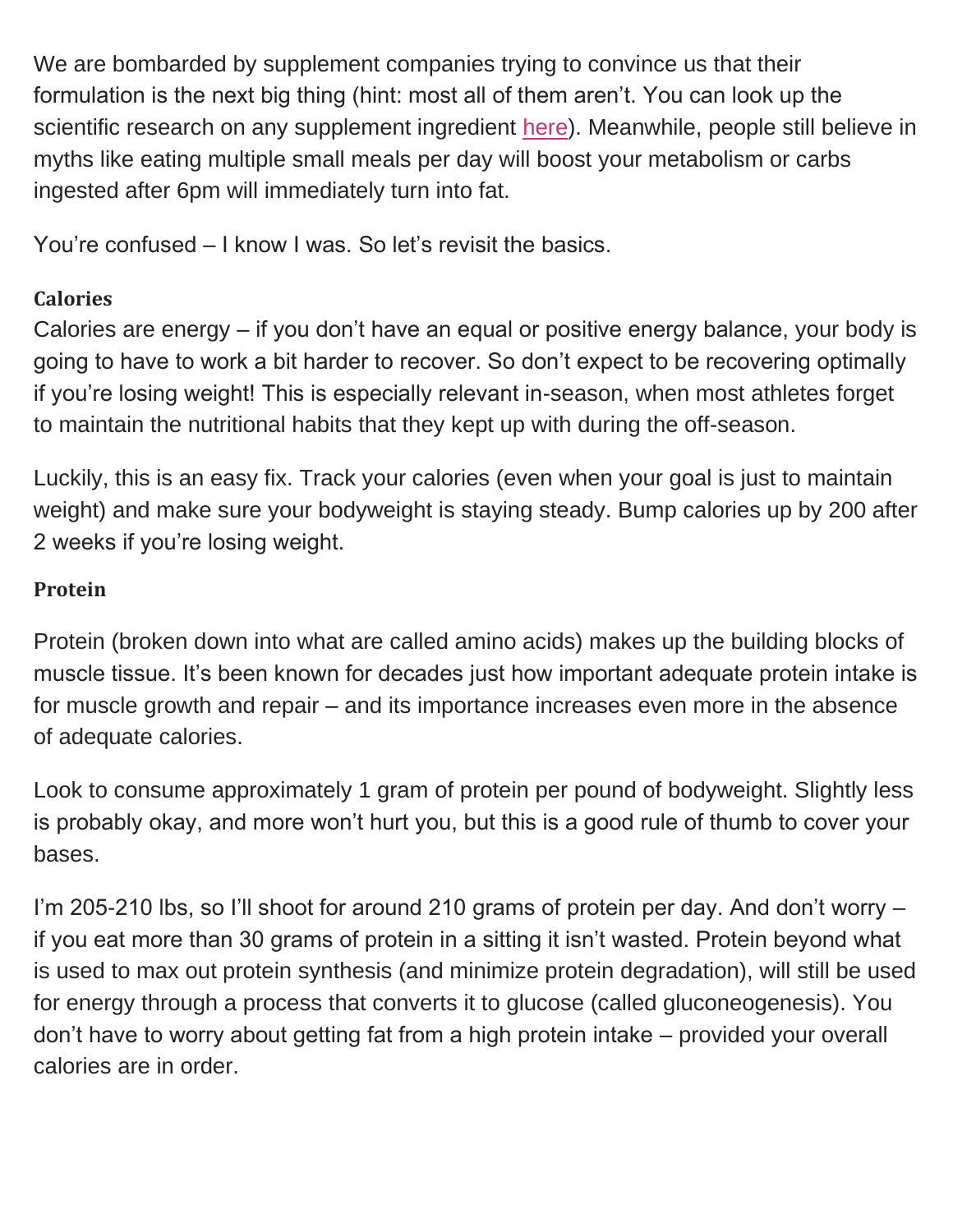We are bombarded by supplement companies trying to convince us that their formulation is the next big thing (hint: most all of them aren't. You can look up the scientific research on any supplement ingredient here). Meanwhile, people still believe in myths like eating multiple small meals per day will boost your metabolism or carbs ingested after 6pm will immediately turn into fat.

You're confused – I know I was. So let's revisit the basics.

**Calories**

Calories are energy – if you don't have an equal or positive energy balance, your body is going to have to work a bit harder to recover. So don't expect to be recovering optimally if you're losing weight! This is especially relevant in-season, when most athletes forget to maintain the nutritional habits that they kept up with during the off-season.

Luckily, this is an easy fix. Track your calories (even when your goal is just to maintain weight) and make sure your bodyweight is staying steady. Bump calories up by 200 after 2 weeks if you're losing weight.

**Protein**

Protein (broken down into what are called amino acids) makes up the building blocks of muscle tissue. It's been known for decades just how important adequate protein intake is for muscle growth and repair – and its importance increases even more in the absence of adequate calories.

Look to consume approximately 1 gram of protein per pound of bodyweight. Slightly less is probably okay, and more won't hurt you, but this is a good rule of thumb to cover your bases.

I'm 205-210 lbs, so I'll shoot for around 210 grams of protein per day. And don't worry – if you eat more than 30 grams of protein in a sitting it isn't wasted. Protein beyond what is used to max out protein synthesis (and minimize protein degradation), will still be used for energy through a process that converts it to glucose (called gluconeogenesis). You don't have to worry about getting fat from a high protein intake – provided your overall calories are in order.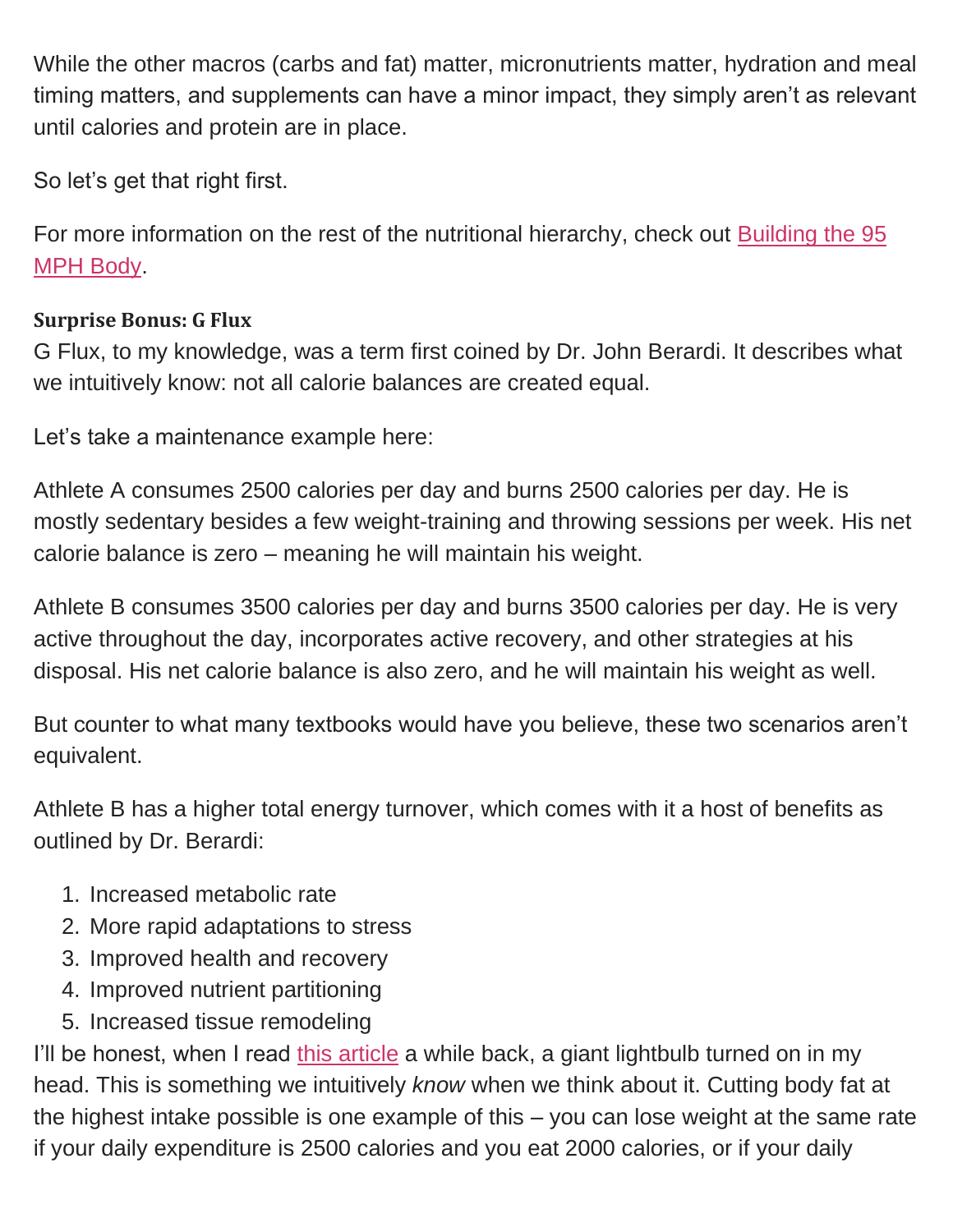While the other macros (carbs and fat) matter, micronutrients matter, hydration and meal timing matters, and supplements can have a minor impact, they simply aren't as relevant until calories and protein are in place.

So let's get that right first.

For more information on the rest of the nutritional hierarchy, check out [Building the 95 MPH Body](#).

**Surprise Bonus: G Flux**

G Flux, to my knowledge, was a term first coined by Dr. John Berardi. It describes what we intuitively know: not all calorie balances are created equal.

Let's take a maintenance example here:

Athlete A consumes 2500 calories per day and burns 2500 calories per day. He is mostly sedentary besides a few weight-training and throwing sessions per week. His net calorie balance is zero – meaning he will maintain his weight.

Athlete B consumes 3500 calories per day and burns 3500 calories per day. He is very active throughout the day, incorporates active recovery, and other strategies at his disposal. His net calorie balance is also zero, and he will maintain his weight as well.

But counter to what many textbooks would have you believe, these two scenarios aren't equivalent.

Athlete B has a higher total energy turnover, which comes with it a host of benefits as outlined by Dr. Berardi:

1. Increased metabolic rate
2. More rapid adaptations to stress
3. Improved health and recovery
4. Improved nutrient partitioning
5. Increased tissue remodeling

I'll be honest, when I read [this article](#) a while back, a giant lightbulb turned on in my head. This is something we intuitively *know* when we think about it. Cutting body fat at the highest intake possible is one example of this – you can lose weight at the same rate if your daily expenditure is 2500 calories and you eat 2000 calories, or if your daily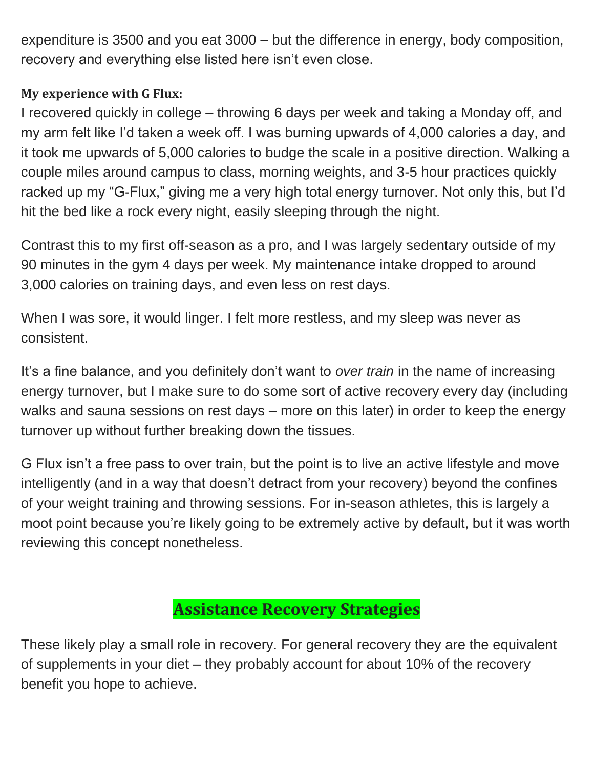expenditure is 3500 and you eat 3000 – but the difference in energy, body composition, recovery and everything else listed here isn't even close.

**My experience with G Flux:**

I recovered quickly in college – throwing 6 days per week and taking a Monday off, and my arm felt like I'd taken a week off. I was burning upwards of 4,000 calories a day, and it took me upwards of 5,000 calories to budge the scale in a positive direction. Walking a couple miles around campus to class, morning weights, and 3-5 hour practices quickly racked up my "G-Flux," giving me a very high total energy turnover. Not only this, but I'd hit the bed like a rock every night, easily sleeping through the night.

Contrast this to my first off-season as a pro, and I was largely sedentary outside of my 90 minutes in the gym 4 days per week. My maintenance intake dropped to around 3,000 calories on training days, and even less on rest days.

When I was sore, it would linger. I felt more restless, and my sleep was never as consistent.

It's a fine balance, and you definitely don't want to *over train* in the name of increasing energy turnover, but I make sure to do some sort of active recovery every day (including walks and sauna sessions on rest days – more on this later) in order to keep the energy turnover up without further breaking down the tissues.

G Flux isn't a free pass to over train, but the point is to live an active lifestyle and move intelligently (and in a way that doesn't detract from your recovery) beyond the confines of your weight training and throwing sessions. For in-season athletes, this is largely a moot point because you're likely going to be extremely active by default, but it was worth reviewing this concept nonetheless.

## Assistance Recovery Strategies

These likely play a small role in recovery. For general recovery they are the equivalent of supplements in your diet – they probably account for about 10% of the recovery benefit you hope to achieve.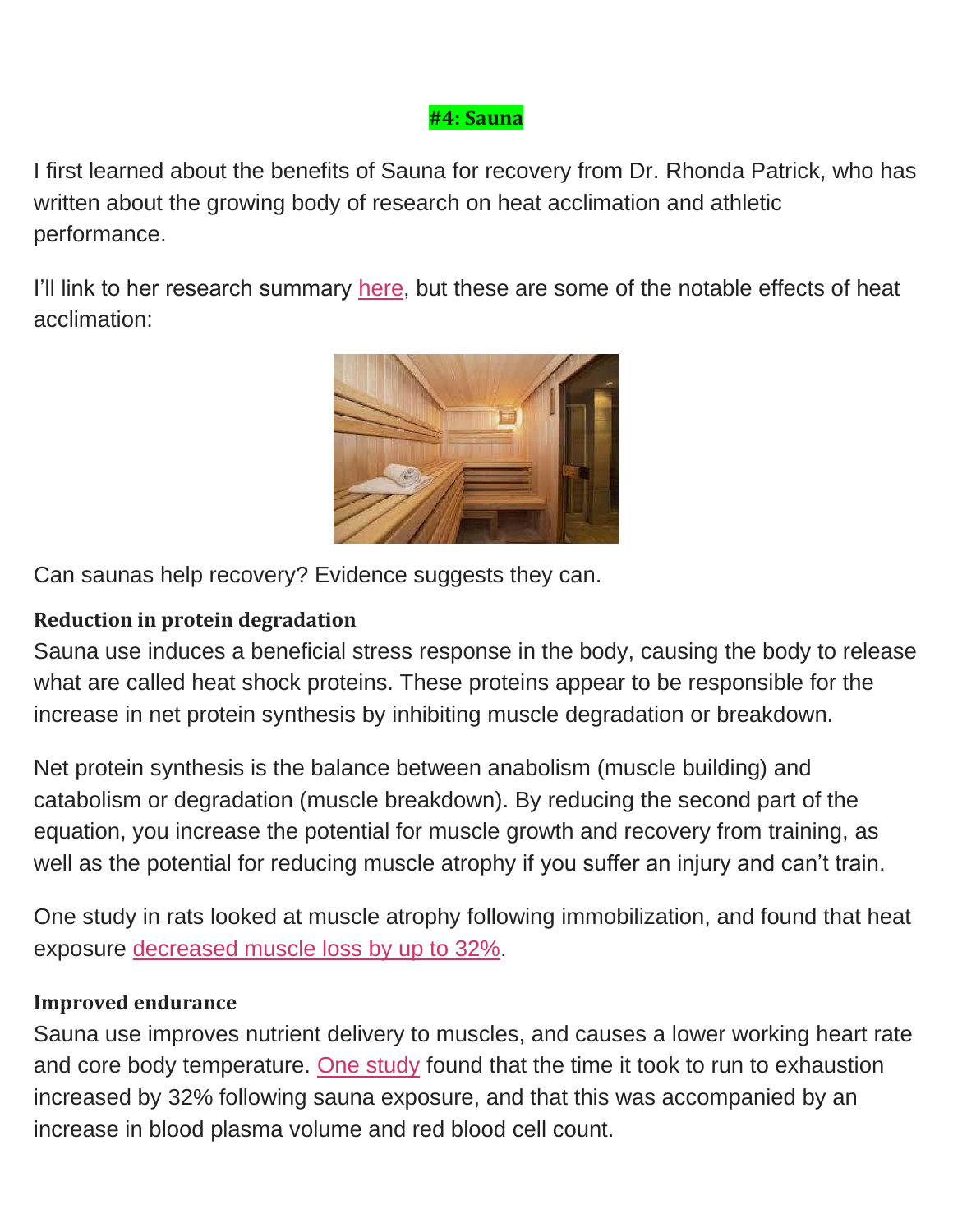#### #4: Sauna

I first learned about the benefits of Sauna for recovery from Dr. Rhonda Patrick, who has written about the growing body of research on heat acclimation and athletic performance.

I'll link to her research summary here, but these are some of the notable effects of heat acclimation:

Can saunas help recovery? Evidence suggests they can.

**Reduction in protein degradation**

Sauna use induces a beneficial stress response in the body, causing the body to release what are called heat shock proteins. These proteins appear to be responsible for the increase in net protein synthesis by inhibiting muscle degradation or breakdown.

Net protein synthesis is the balance between anabolism (muscle building) and catabolism or degradation (muscle breakdown). By reducing the second part of the equation, you increase the potential for muscle growth and recovery from training, as well as the potential for reducing muscle atrophy if you suffer an injury and can't train.

One study in rats looked at muscle atrophy following immobilization, and found that heat exposure decreased muscle loss by up to 32%.

**Improved endurance**

Sauna use improves nutrient delivery to muscles, and causes a lower working heart rate and core body temperature. One study found that the time it took to run to exhaustion increased by 32% following sauna exposure, and that this was accompanied by an increase in blood plasma volume and red blood cell count.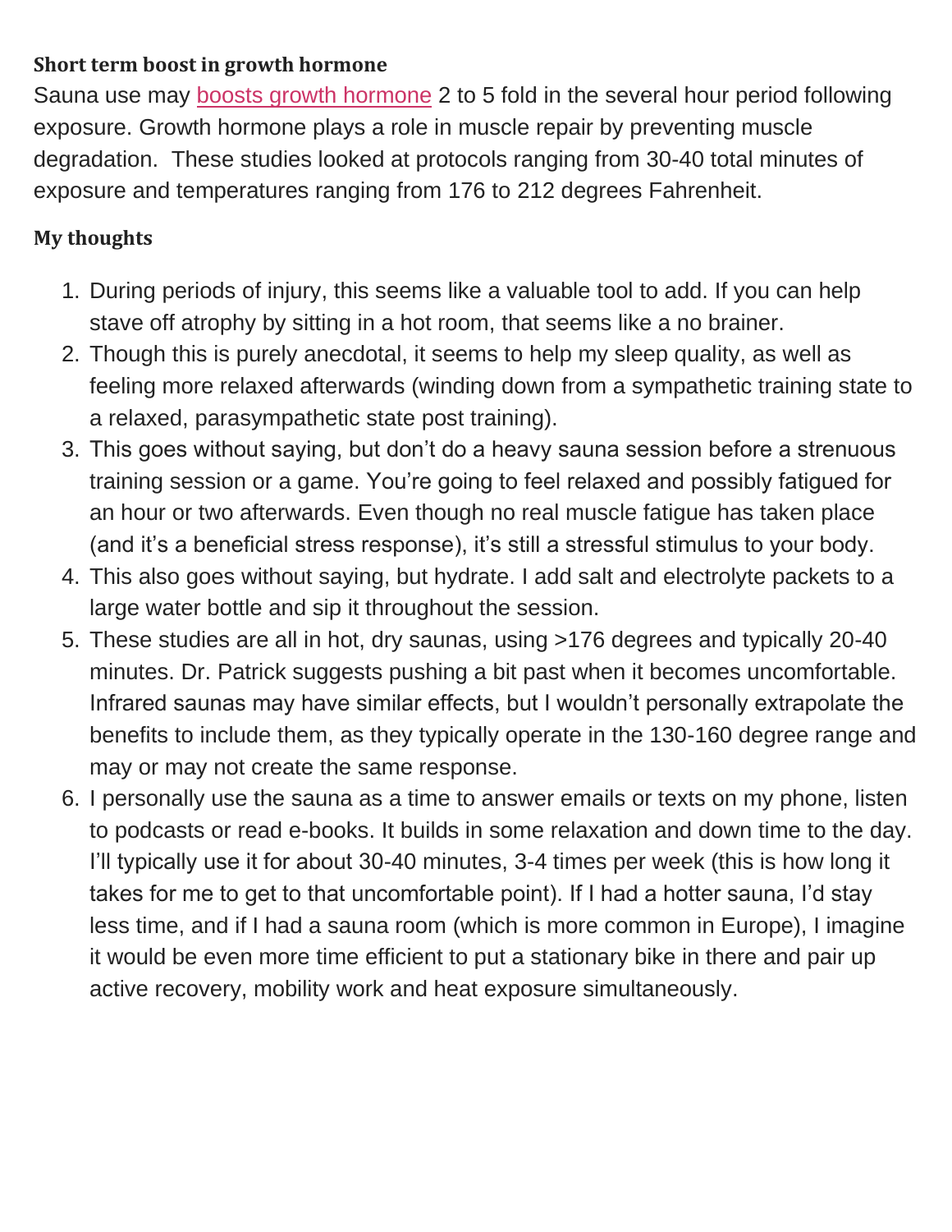**Short term boost in growth hormone**

Sauna use may boosts growth hormone 2 to 5 fold in the several hour period following exposure. Growth hormone plays a role in muscle repair by preventing muscle degradation. These studies looked at protocols ranging from 30-40 total minutes of exposure and temperatures ranging from 176 to 212 degrees Fahrenheit.

**My thoughts**

1. During periods of injury, this seems like a valuable tool to add. If you can help stave off atrophy by sitting in a hot room, that seems like a no brainer.
2. Though this is purely anecdotal, it seems to help my sleep quality, as well as feeling more relaxed afterwards (winding down from a sympathetic training state to a relaxed, parasympathetic state post training).
3. This goes without saying, but don't do a heavy sauna session before a strenuous training session or a game. You're going to feel relaxed and possibly fatigued for an hour or two afterwards. Even though no real muscle fatigue has taken place (and it's a beneficial stress response), it's still a stressful stimulus to your body.
4. This also goes without saying, but hydrate. I add salt and electrolyte packets to a large water bottle and sip it throughout the session.
5. These studies are all in hot, dry saunas, using >176 degrees and typically 20-40 minutes. Dr. Patrick suggests pushing a bit past when it becomes uncomfortable. Infrared saunas may have similar effects, but I wouldn't personally extrapolate the benefits to include them, as they typically operate in the 130-160 degree range and may or may not create the same response.
6. I personally use the sauna as a time to answer emails or texts on my phone, listen to podcasts or read e-books. It builds in some relaxation and down time to the day. I'll typically use it for about 30-40 minutes, 3-4 times per week (this is how long it takes for me to get to that uncomfortable point). If I had a hotter sauna, I'd stay less time, and if I had a sauna room (which is more common in Europe), I imagine it would be even more time efficient to put a stationary bike in there and pair up active recovery, mobility work and heat exposure simultaneously.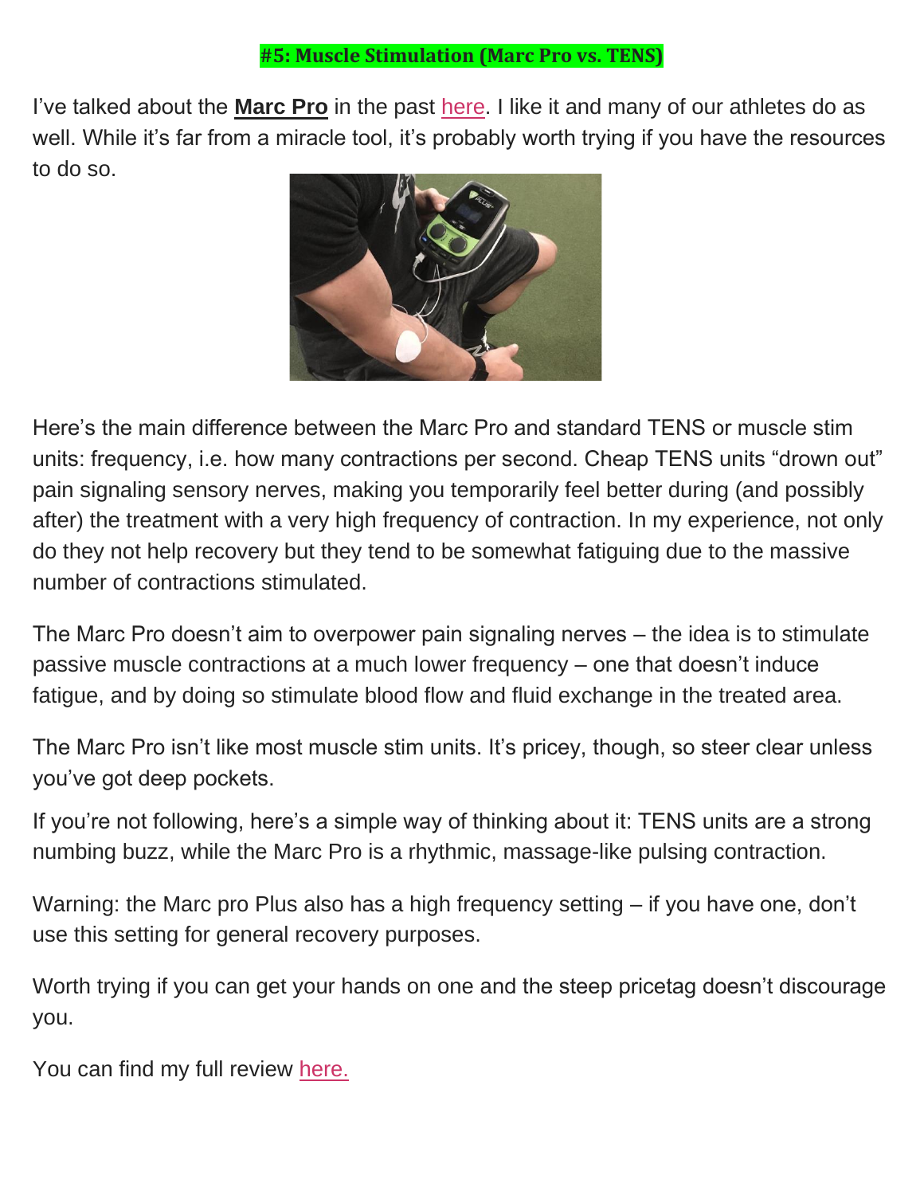## #5: Muscle Stimulation (Marc Pro vs. TENS)

I've talked about the **Marc Pro** in the past here. I like it and many of our athletes do as well. While it's far from a miracle tool, it's probably worth trying if you have the resources to do so.

Here's the main difference between the Marc Pro and standard TENS or muscle stim units: frequency, i.e. how many contractions per second. Cheap TENS units "drown out" pain signaling sensory nerves, making you temporarily feel better during (and possibly after) the treatment with a very high frequency of contraction. In my experience, not only do they not help recovery but they tend to be somewhat fatiguing due to the massive number of contractions stimulated.

The Marc Pro doesn't aim to overpower pain signaling nerves – the idea is to stimulate passive muscle contractions at a much lower frequency – one that doesn't induce fatigue, and by doing so stimulate blood flow and fluid exchange in the treated area.

The Marc Pro isn't like most muscle stim units. It's pricey, though, so steer clear unless you've got deep pockets.

If you're not following, here's a simple way of thinking about it: TENS units are a strong numbing buzz, while the Marc Pro is a rhythmic, massage-like pulsing contraction.

Warning: the Marc pro Plus also has a high frequency setting – if you have one, don't use this setting for general recovery purposes.

Worth trying if you can get your hands on one and the steep pricetag doesn't discourage you.

You can find my full review here.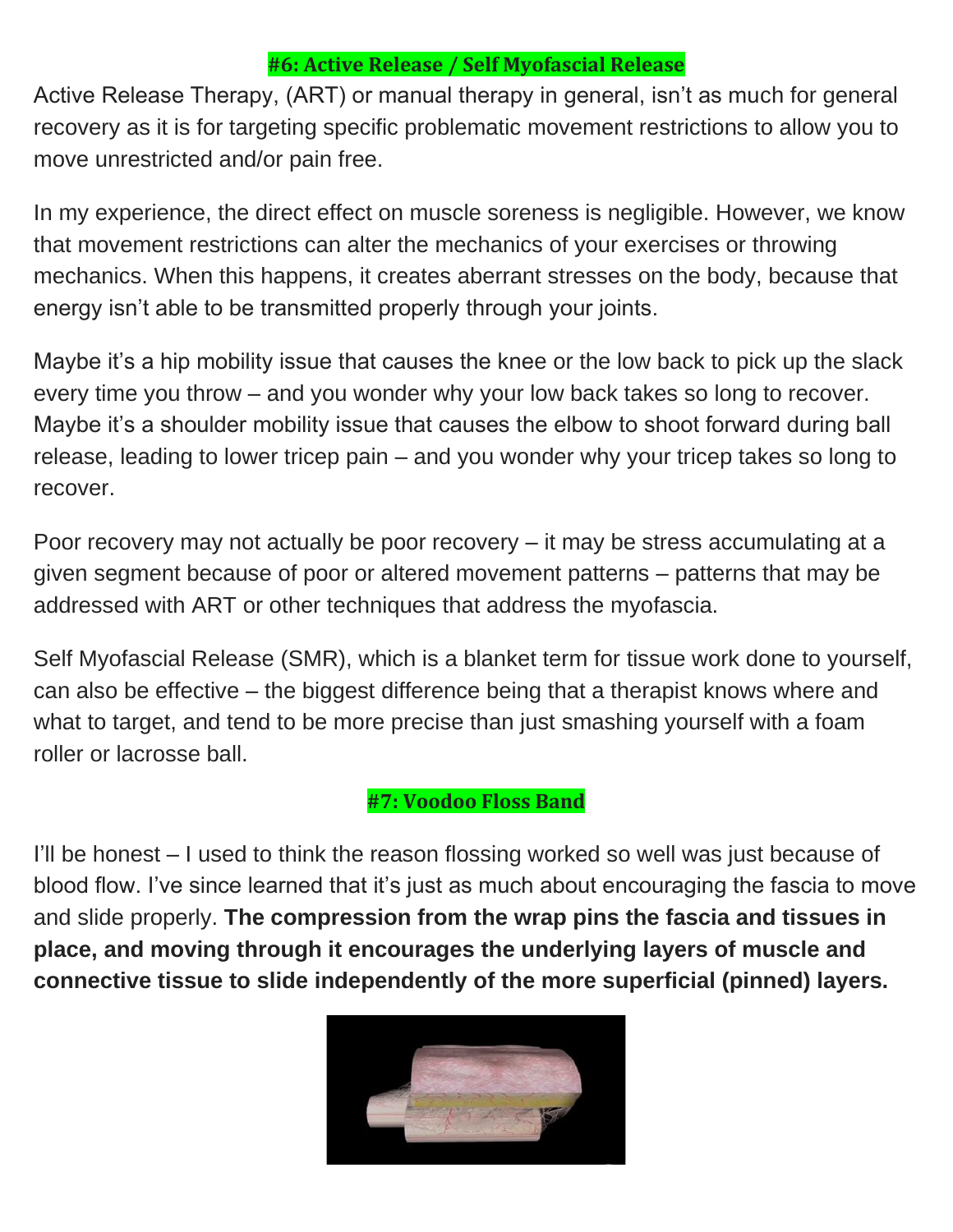## #6: Active Release / Self Myofascial Release

Active Release Therapy, (ART) or manual therapy in general, isn't as much for general recovery as it is for targeting specific problematic movement restrictions to allow you to move unrestricted and/or pain free.

In my experience, the direct effect on muscle soreness is negligible. However, we know that movement restrictions can alter the mechanics of your exercises or throwing mechanics. When this happens, it creates aberrant stresses on the body, because that energy isn't able to be transmitted properly through your joints.

Maybe it's a hip mobility issue that causes the knee or the low back to pick up the slack every time you throw – and you wonder why your low back takes so long to recover. Maybe it's a shoulder mobility issue that causes the elbow to shoot forward during ball release, leading to lower tricep pain – and you wonder why your tricep takes so long to recover.

Poor recovery may not actually be poor recovery – it may be stress accumulating at a given segment because of poor or altered movement patterns – patterns that may be addressed with ART or other techniques that address the myofascia.

Self Myofascial Release (SMR), which is a blanket term for tissue work done to yourself, can also be effective – the biggest difference being that a therapist knows where and what to target, and tend to be more precise than just smashing yourself with a foam roller or lacrosse ball.

## #7: Voodoo Floss Band

I'll be honest – I used to think the reason flossing worked so well was just because of blood flow. I've since learned that it's just as much about encouraging the fascia to move and slide properly. **The compression from the wrap pins the fascia and tissues in place, and moving through it encourages the underlying layers of muscle and connective tissue to slide independently of the more superficial (pinned) layers.**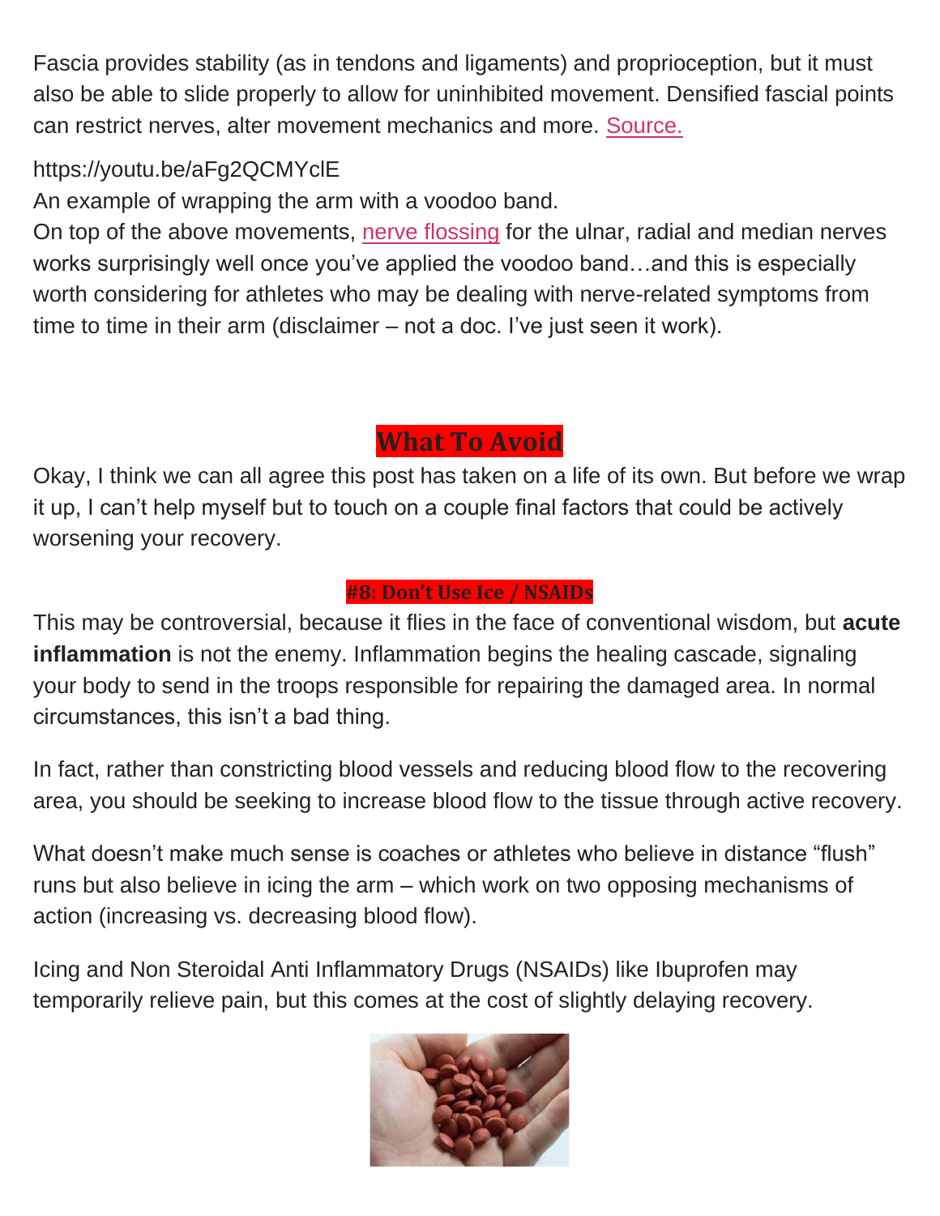Fascia provides stability (as in tendons and ligaments) and proprioception, but it must also be able to slide properly to allow for uninhibited movement. Densified fascial points can restrict nerves, alter movement mechanics and more. [Source.]

https://youtu.be/aFg2QCMYclE

An example of wrapping the arm with a voodoo band.

On top of the above movements, [nerve flossing] for the ulnar, radial and median nerves works surprisingly well once you've applied the voodoo band…and this is especially worth considering for athletes who may be dealing with nerve-related symptoms from time to time in their arm (disclaimer – not a doc. I've just seen it work).

## What To Avoid

Okay, I think we can all agree this post has taken on a life of its own. But before we wrap it up, I can't help myself but to touch on a couple final factors that could be actively worsening your recovery.

### #8: Don't Use Ice / NSAIDs

This may be controversial, because it flies in the face of conventional wisdom, but **acute inflammation** is not the enemy. Inflammation begins the healing cascade, signaling your body to send in the troops responsible for repairing the damaged area. In normal circumstances, this isn't a bad thing.

In fact, rather than constricting blood vessels and reducing blood flow to the recovering area, you should be seeking to increase blood flow to the tissue through active recovery.

What doesn't make much sense is coaches or athletes who believe in distance "flush" runs but also believe in icing the arm – which work on two opposing mechanisms of action (increasing vs. decreasing blood flow).

Icing and Non Steroidal Anti Inflammatory Drugs (NSAIDs) like Ibuprofen may temporarily relieve pain, but this comes at the cost of slightly delaying recovery.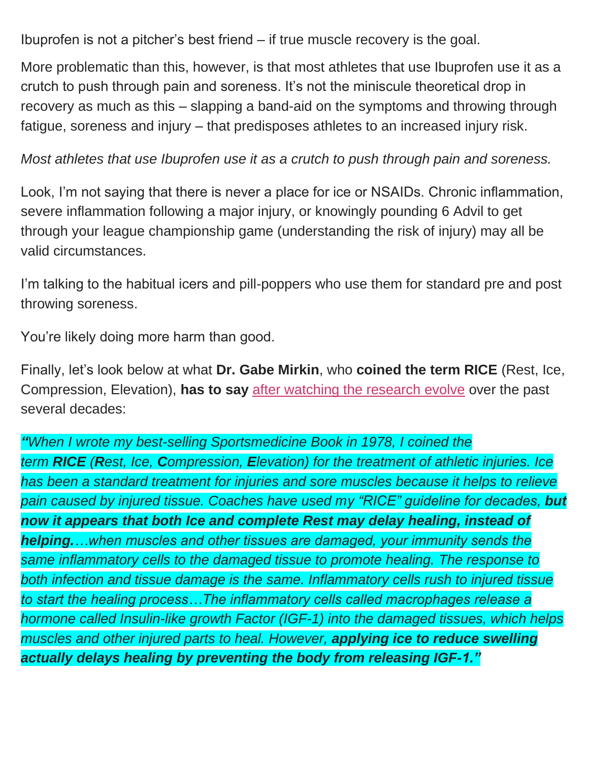Ibuprofen is not a pitcher's best friend – if true muscle recovery is the goal.

More problematic than this, however, is that most athletes that use Ibuprofen use it as a crutch to push through pain and soreness. It's not the miniscule theoretical drop in recovery as much as this – slapping a band-aid on the symptoms and throwing through fatigue, soreness and injury – that predisposes athletes to an increased injury risk.

*Most athletes that use Ibuprofen use it as a crutch to push through pain and soreness.*

Look, I'm not saying that there is never a place for ice or NSAIDs. Chronic inflammation, severe inflammation following a major injury, or knowingly pounding 6 Advil to get through your league championship game (understanding the risk of injury) may all be valid circumstances.

I'm talking to the habitual icers and pill-poppers who use them for standard pre and post throwing soreness.

You're likely doing more harm than good.

Finally, let's look below at what **Dr. Gabe Mirkin**, who **coined the term RICE** (Rest, Ice, Compression, Elevation), **has to say** after watching the research evolve over the past several decades:

***"****When I wrote my best-selling Sportsmedicine Book in 1978, I coined the term* ***RICE*** *(****R****est, Ice,* ***C****ompression,* ***E****levation) for the treatment of athletic injuries. Ice has been a standard treatment for injuries and sore muscles because it helps to relieve pain caused by injured tissue. Coaches have used my "RICE" guideline for decades,* ***but now it appears that both Ice and complete Rest may delay healing, instead of helping.****…when muscles and other tissues are damaged, your immunity sends the same inflammatory cells to the damaged tissue to promote healing. The response to both infection and tissue damage is the same. Inflammatory cells rush to injured tissue to start the healing process…The inflammatory cells called macrophages release a hormone called Insulin-like growth Factor (IGF-1) into the damaged tissues, which helps muscles and other injured parts to heal. However,* ***applying ice to reduce swelling actually delays healing by preventing the body from releasing IGF-1."***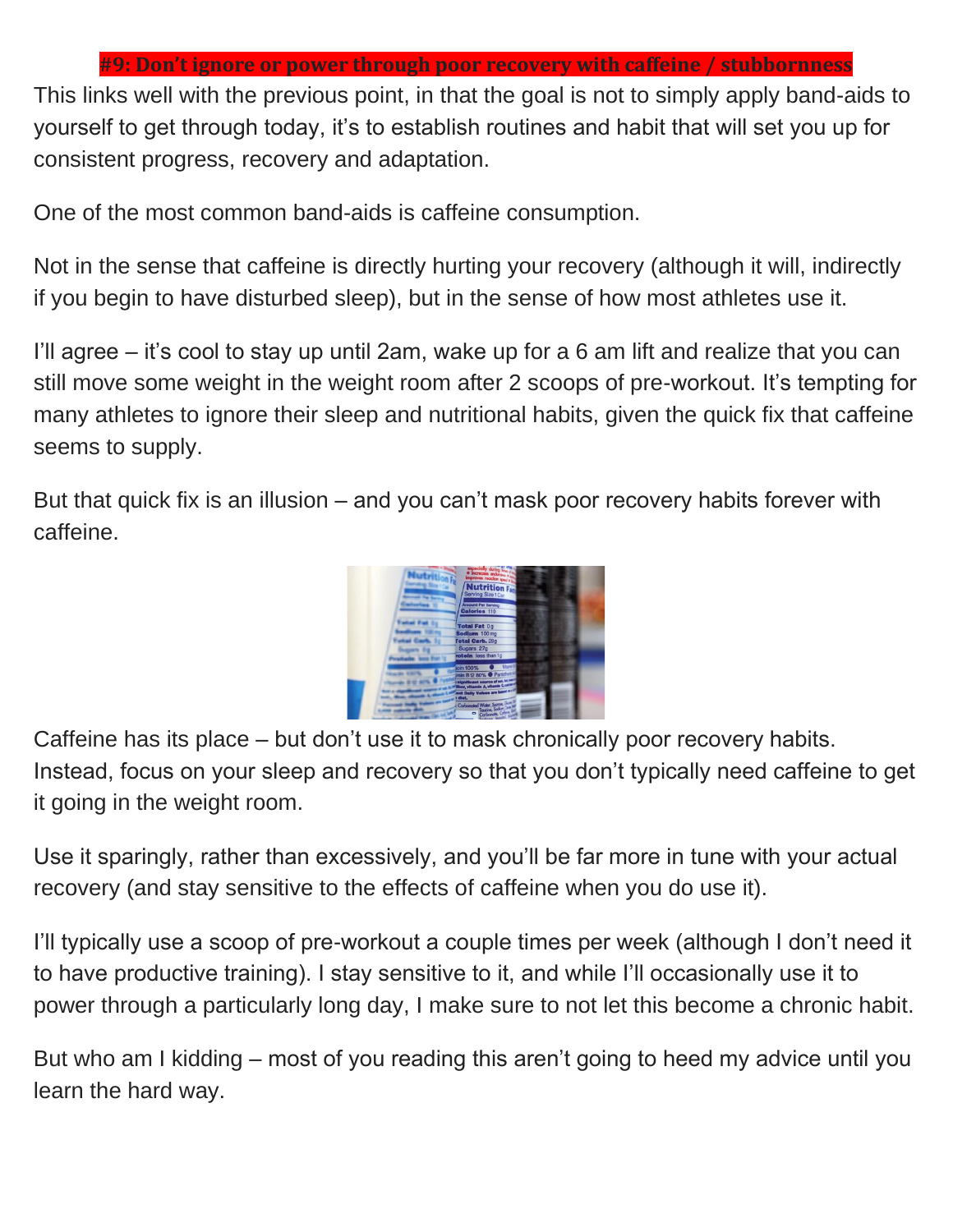## #9: Don't ignore or power through poor recovery with caffeine / stubbornness

This links well with the previous point, in that the goal is not to simply apply band-aids to yourself to get through today, it's to establish routines and habit that will set you up for consistent progress, recovery and adaptation.

One of the most common band-aids is caffeine consumption.

Not in the sense that caffeine is directly hurting your recovery (although it will, indirectly if you begin to have disturbed sleep), but in the sense of how most athletes use it.

I'll agree – it's cool to stay up until 2am, wake up for a 6 am lift and realize that you can still move some weight in the weight room after 2 scoops of pre-workout. It's tempting for many athletes to ignore their sleep and nutritional habits, given the quick fix that caffeine seems to supply.

But that quick fix is an illusion – and you can't mask poor recovery habits forever with caffeine.

Caffeine has its place – but don't use it to mask chronically poor recovery habits. Instead, focus on your sleep and recovery so that you don't typically need caffeine to get it going in the weight room.

Use it sparingly, rather than excessively, and you'll be far more in tune with your actual recovery (and stay sensitive to the effects of caffeine when you do use it).

I'll typically use a scoop of pre-workout a couple times per week (although I don't need it to have productive training). I stay sensitive to it, and while I'll occasionally use it to power through a particularly long day, I make sure to not let this become a chronic habit.

But who am I kidding – most of you reading this aren't going to heed my advice until you learn the hard way.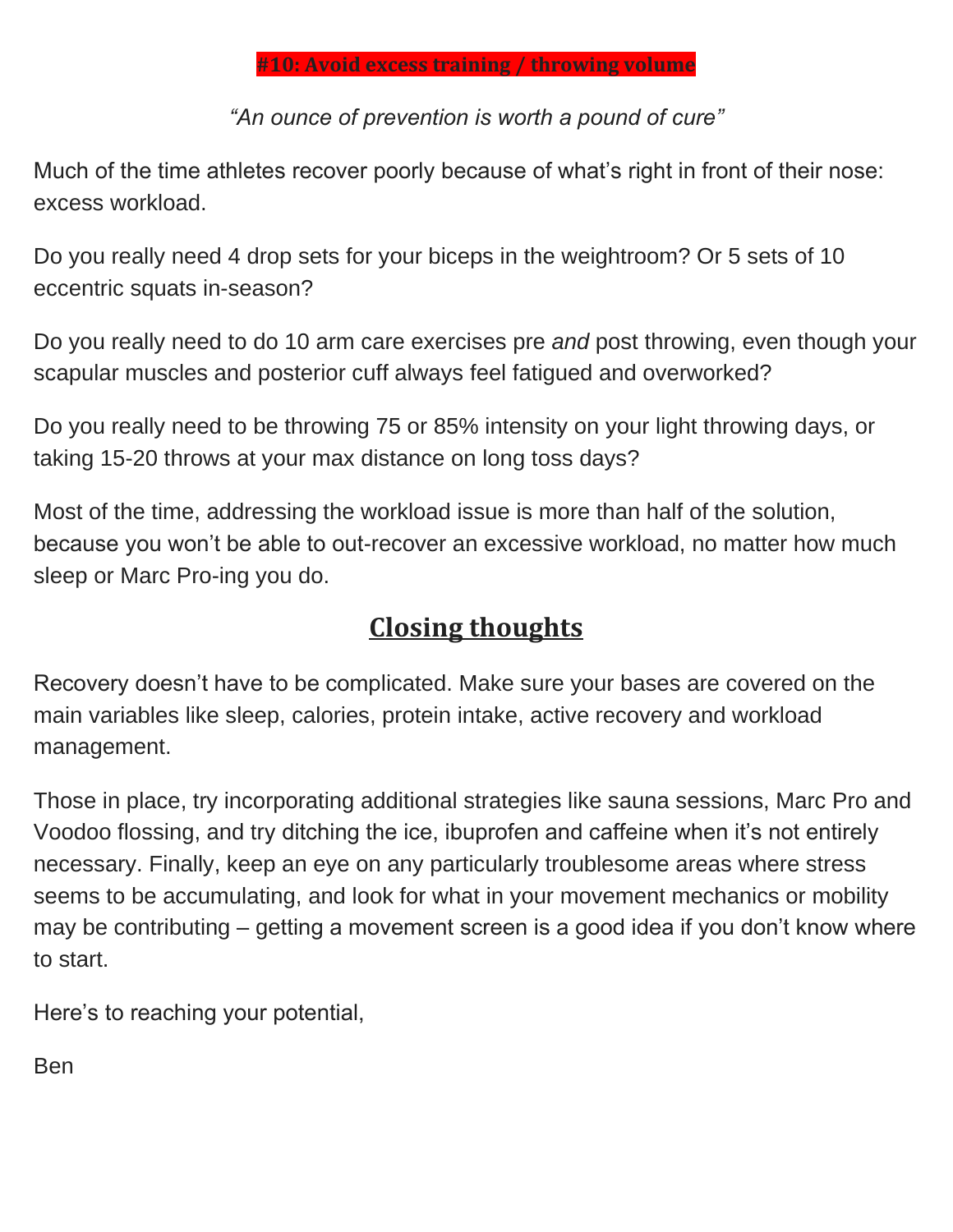### #10: Avoid excess training / throwing volume

*"An ounce of prevention is worth a pound of cure"*

Much of the time athletes recover poorly because of what's right in front of their nose: excess workload.

Do you really need 4 drop sets for your biceps in the weightroom? Or 5 sets of 10 eccentric squats in-season?

Do you really need to do 10 arm care exercises pre *and* post throwing, even though your scapular muscles and posterior cuff always feel fatigued and overworked?

Do you really need to be throwing 75 or 85% intensity on your light throwing days, or taking 15-20 throws at your max distance on long toss days?

Most of the time, addressing the workload issue is more than half of the solution, because you won't be able to out-recover an excessive workload, no matter how much sleep or Marc Pro-ing you do.

## Closing thoughts

Recovery doesn't have to be complicated. Make sure your bases are covered on the main variables like sleep, calories, protein intake, active recovery and workload management.

Those in place, try incorporating additional strategies like sauna sessions, Marc Pro and Voodoo flossing, and try ditching the ice, ibuprofen and caffeine when it's not entirely necessary. Finally, keep an eye on any particularly troublesome areas where stress seems to be accumulating, and look for what in your movement mechanics or mobility may be contributing – getting a movement screen is a good idea if you don't know where to start.

Here's to reaching your potential,

Ben